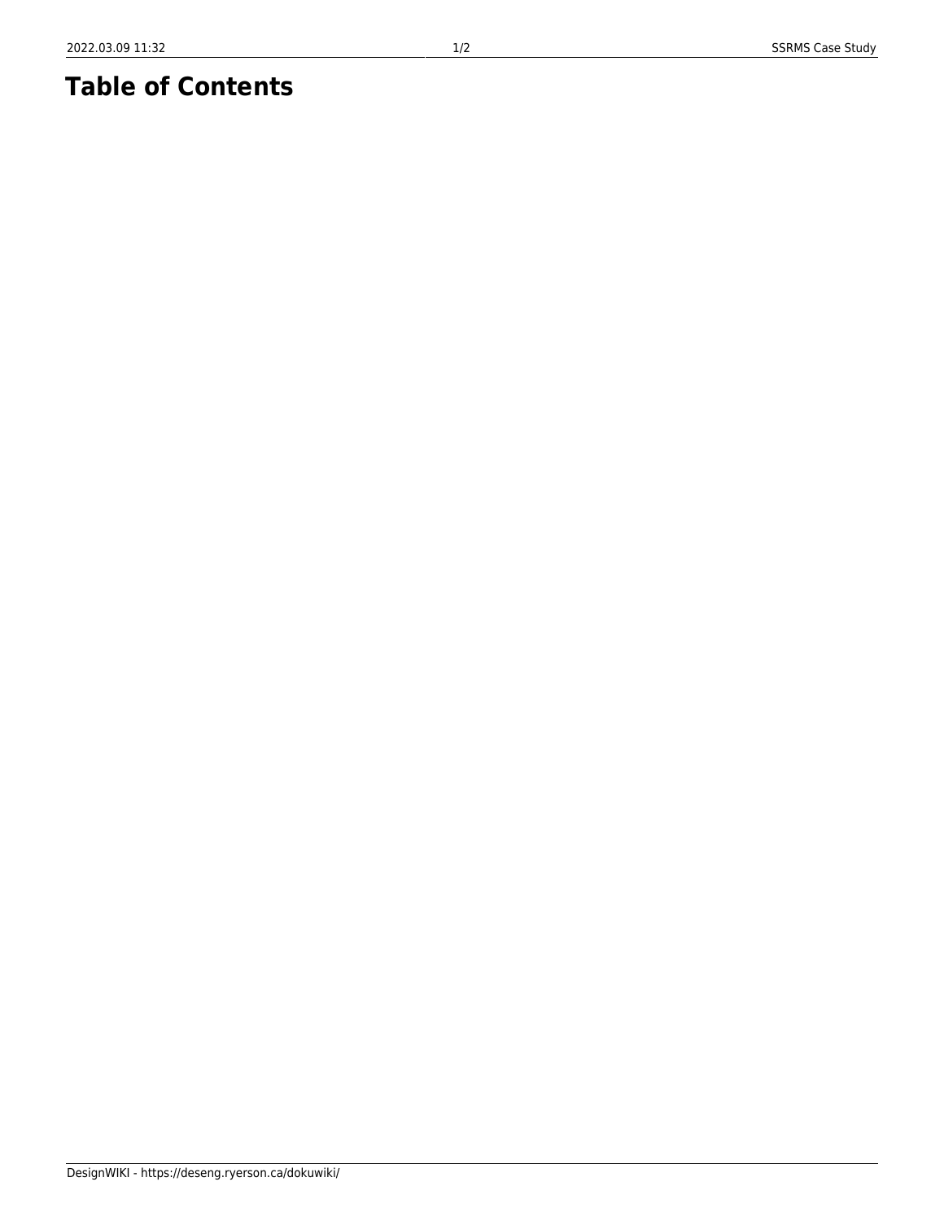# Table of Contents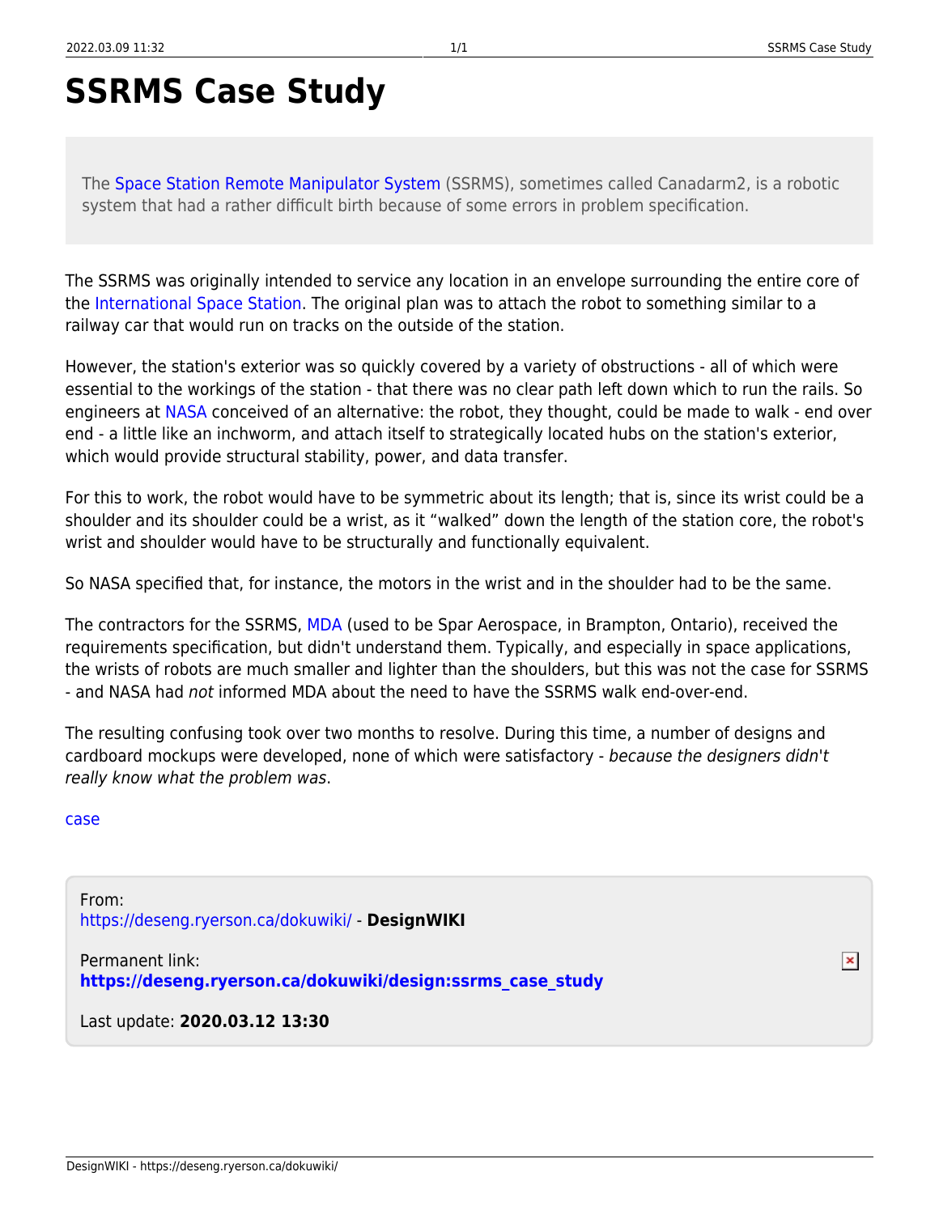# SSRMS Case Study

> The Space Station Remote Manipulator System (SSRMS), sometimes called Canadarm2, is a robotic system that had a rather difficult birth because of some errors in problem specification.

The SSRMS was originally intended to service any location in an envelope surrounding the entire core of the International Space Station. The original plan was to attach the robot to something similar to a railway car that would run on tracks on the outside of the station.

However, the station's exterior was so quickly covered by a variety of obstructions - all of which were essential to the workings of the station - that there was no clear path left down which to run the rails. So engineers at NASA conceived of an alternative: the robot, they thought, could be made to walk - end over end - a little like an inchworm, and attach itself to strategically located hubs on the station's exterior, which would provide structural stability, power, and data transfer.

For this to work, the robot would have to be symmetric about its length; that is, since its wrist could be a shoulder and its shoulder could be a wrist, as it “walked” down the length of the station core, the robot's wrist and shoulder would have to be structurally and functionally equivalent.

So NASA specified that, for instance, the motors in the wrist and in the shoulder had to be the same.

The contractors for the SSRMS, MDA (used to be Spar Aerospace, in Brampton, Ontario), received the requirements specification, but didn't understand them. Typically, and especially in space applications, the wrists of robots are much smaller and lighter than the shoulders, but this was not the case for SSRMS - and NASA had *not* informed MDA about the need to have the SSRMS walk end-over-end.

The resulting confusing took over two months to resolve. During this time, a number of designs and cardboard mockups were developed, none of which were satisfactory - *because the designers didn't really know what the problem was*.

case

From:
https://deseng.ryerson.ca/dokuwiki/ - **DesignWIKI**

Permanent link:
**https://deseng.ryerson.ca/dokuwiki/design:ssrms_case_study**

Last update: **2020.03.12 13:30**